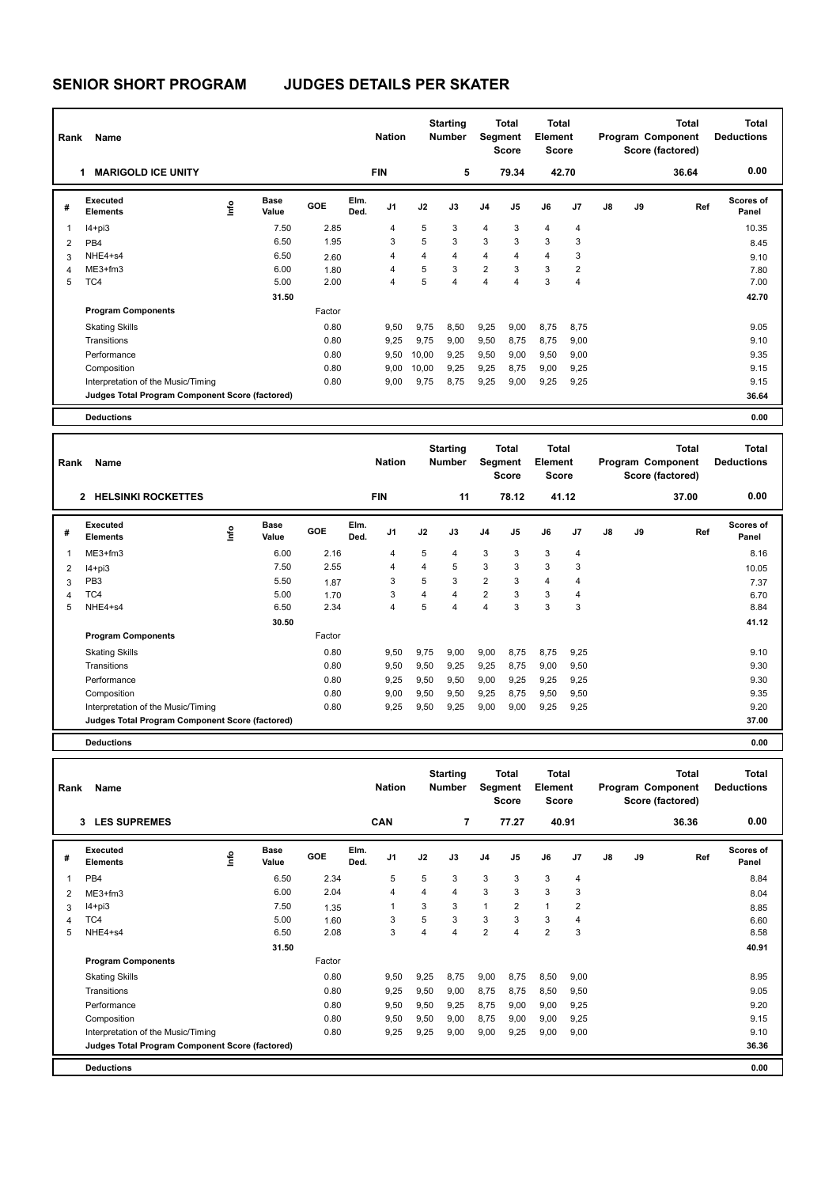# SENIOR SHORT PROGRAM JUDGES DETAILS PER SKATER

| Rank | Name | Nation | Starting Number | Total Segment Score | Total Element Score | Total Program Component Score (factored) | Total Deductions |
|---|---|---|---|---|---|---|---|
| 1 | MARIGOLD ICE UNITY | FIN | 5 | 79.34 | 42.70 | 36.64 | 0.00 |

| # | Executed Elements | Info | Base Value | GOE | Elm. Ded. | J1 | J2 | J3 | J4 | J5 | J6 | J7 | J8 | J9 | Ref | Scores of Panel |
|---|---|---|---|---|---|---|---|---|---|---|---|---|---|---|---|---|
| 1 | I4+pi3 | | 7.50 | 2.85 | | 4 | 5 | 3 | 4 | 3 | 4 | 4 | | | | 10.35 |
| 2 | PB4 | | 6.50 | 1.95 | | 3 | 5 | 3 | 3 | 3 | 3 | 3 | | | | 8.45 |
| 3 | NHE4+s4 | | 6.50 | 2.60 | | 4 | 4 | 4 | 4 | 4 | 4 | 3 | | | | 9.10 |
| 4 | ME3+fm3 | | 6.00 | 1.80 | | 4 | 5 | 3 | 2 | 3 | 3 | 2 | | | | 7.80 |
| 5 | TC4 | | 5.00 | 2.00 | | 4 | 5 | 4 | 4 | 4 | 3 | 4 | | | | 7.00 |
| | | | 31.50 | | | | | | | | | | | | | 42.70 |
| | **Program Components** | | | Factor | | | | | | | | | | | | |
| | Skating Skills | | | 0.80 | | 9,50 | 9,75 | 8,50 | 9,25 | 9,00 | 8,75 | 8,75 | | | | 9.05 |
| | Transitions | | | 0.80 | | 9,25 | 9,75 | 9,00 | 9,50 | 8,75 | 8,75 | 9,00 | | | | 9.10 |
| | Performance | | | 0.80 | | 9,50 | 10,00 | 9,25 | 9,50 | 9,00 | 9,50 | 9,00 | | | | 9.35 |
| | Composition | | | 0.80 | | 9,00 | 10,00 | 9,25 | 9,25 | 8,75 | 9,00 | 9,25 | | | | 9.15 |
| | Interpretation of the Music/Timing | | | 0.80 | | 9,00 | 9,75 | 8,75 | 9,25 | 9,00 | 9,25 | 9,25 | | | | 9.15 |
| | **Judges Total Program Component Score (factored)** | | | | | | | | | | | | | | | 36.64 |
| | **Deductions** | | | | | | | | | | | | | | | 0.00 |

| Rank | Name | Nation | Starting Number | Total Segment Score | Total Element Score | Total Program Component Score (factored) | Total Deductions |
|---|---|---|---|---|---|---|---|
| 2 | HELSINKI ROCKETTES | FIN | 11 | 78.12 | 41.12 | 37.00 | 0.00 |

| # | Executed Elements | Info | Base Value | GOE | Elm. Ded. | J1 | J2 | J3 | J4 | J5 | J6 | J7 | J8 | J9 | Ref | Scores of Panel |
|---|---|---|---|---|---|---|---|---|---|---|---|---|---|---|---|---|
| 1 | ME3+fm3 | | 6.00 | 2.16 | | 4 | 5 | 4 | 3 | 3 | 3 | 4 | | | | 8.16 |
| 2 | I4+pi3 | | 7.50 | 2.55 | | 4 | 4 | 5 | 3 | 3 | 3 | 3 | | | | 10.05 |
| 3 | PB3 | | 5.50 | 1.87 | | 3 | 5 | 3 | 2 | 3 | 4 | 4 | | | | 7.37 |
| 4 | TC4 | | 5.00 | 1.70 | | 3 | 4 | 4 | 2 | 3 | 3 | 4 | | | | 6.70 |
| 5 | NHE4+s4 | | 6.50 | 2.34 | | 4 | 5 | 4 | 4 | 3 | 3 | 3 | | | | 8.84 |
| | | | 30.50 | | | | | | | | | | | | | 41.12 |
| | **Program Components** | | | Factor | | | | | | | | | | | | |
| | Skating Skills | | | 0.80 | | 9,50 | 9,75 | 9,00 | 9,00 | 8,75 | 8,75 | 9,25 | | | | 9.10 |
| | Transitions | | | 0.80 | | 9,50 | 9,50 | 9,25 | 9,25 | 8,75 | 9,00 | 9,50 | | | | 9.30 |
| | Performance | | | 0.80 | | 9,25 | 9,50 | 9,50 | 9,00 | 9,25 | 9,25 | 9,25 | | | | 9.30 |
| | Composition | | | 0.80 | | 9,00 | 9,50 | 9,50 | 9,25 | 8,75 | 9,50 | 9,50 | | | | 9.35 |
| | Interpretation of the Music/Timing | | | 0.80 | | 9,25 | 9,50 | 9,25 | 9,00 | 9,00 | 9,25 | 9,25 | | | | 9.20 |
| | **Judges Total Program Component Score (factored)** | | | | | | | | | | | | | | | 37.00 |
| | **Deductions** | | | | | | | | | | | | | | | 0.00 |

| Rank | Name | Nation | Starting Number | Total Segment Score | Total Element Score | Total Program Component Score (factored) | Total Deductions |
|---|---|---|---|---|---|---|---|
| 3 | LES SUPREMES | CAN | 7 | 77.27 | 40.91 | 36.36 | 0.00 |

| # | Executed Elements | Info | Base Value | GOE | Elm. Ded. | J1 | J2 | J3 | J4 | J5 | J6 | J7 | J8 | J9 | Ref | Scores of Panel |
|---|---|---|---|---|---|---|---|---|---|---|---|---|---|---|---|---|
| 1 | PB4 | | 6.50 | 2.34 | | 5 | 5 | 3 | 3 | 3 | 3 | 4 | | | | 8.84 |
| 2 | ME3+fm3 | | 6.00 | 2.04 | | 4 | 4 | 4 | 3 | 3 | 3 | 3 | | | | 8.04 |
| 3 | I4+pi3 | | 7.50 | 1.35 | | 1 | 3 | 3 | 1 | 2 | 1 | 2 | | | | 8.85 |
| 4 | TC4 | | 5.00 | 1.60 | | 3 | 5 | 3 | 3 | 3 | 3 | 4 | | | | 6.60 |
| 5 | NHE4+s4 | | 6.50 | 2.08 | | 3 | 4 | 4 | 2 | 4 | 2 | 3 | | | | 8.58 |
| | | | 31.50 | | | | | | | | | | | | | 40.91 |
| | **Program Components** | | | Factor | | | | | | | | | | | | |
| | Skating Skills | | | 0.80 | | 9,50 | 9,25 | 8,75 | 9,00 | 8,75 | 8,50 | 9,00 | | | | 8.95 |
| | Transitions | | | 0.80 | | 9,25 | 9,50 | 9,00 | 8,75 | 8,75 | 8,50 | 9,50 | | | | 9.05 |
| | Performance | | | 0.80 | | 9,50 | 9,50 | 9,25 | 8,75 | 9,00 | 9,00 | 9,25 | | | | 9.20 |
| | Composition | | | 0.80 | | 9,50 | 9,50 | 9,00 | 8,75 | 9,00 | 9,00 | 9,25 | | | | 9.15 |
| | Interpretation of the Music/Timing | | | 0.80 | | 9,25 | 9,25 | 9,00 | 9,00 | 9,25 | 9,00 | 9,00 | | | | 9.10 |
| | **Judges Total Program Component Score (factored)** | | | | | | | | | | | | | | | 36.36 |
| | **Deductions** | | | | | | | | | | | | | | | 0.00 |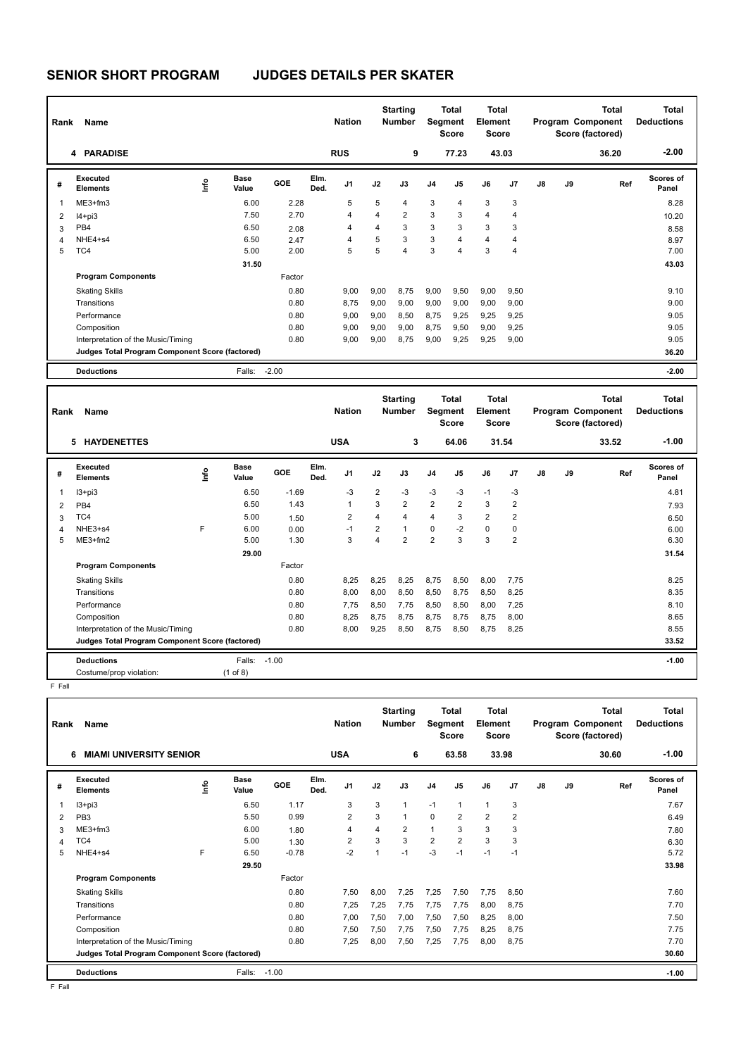# SENIOR SHORT PROGRAM JUDGES DETAILS PER SKATER

| Rank | Name | Nation | Starting Number | Total Segment Score | Total Element Score | Total Program Component Score (factored) | Total Deductions |
|---|---|---|---|---|---|---|---|
| 4 | PARADISE | RUS | 9 | 77.23 | 43.03 | 36.20 | -2.00 |

| # | Executed Elements | Info | Base Value | GOE | Elm. Ded. | J1 | J2 | J3 | J4 | J5 | J6 | J7 | J8 | J9 | Ref | Scores of Panel |
|---|---|---|---|---|---|---|---|---|---|---|---|---|---|---|---|---|
| 1 | ME3+fm3 | | 6.00 | 2.28 | | 5 | 5 | 4 | 3 | 4 | 3 | 3 | | | | 8.28 |
| 2 | I4+pi3 | | 7.50 | 2.70 | | 4 | 4 | 2 | 3 | 3 | 4 | 4 | | | | 10.20 |
| 3 | PB4 | | 6.50 | 2.08 | | 4 | 4 | 3 | 3 | 3 | 3 | 3 | | | | 8.58 |
| 4 | NHE4+s4 | | 6.50 | 2.47 | | 4 | 5 | 3 | 3 | 4 | 4 | 4 | | | | 8.97 |
| 5 | TC4 | | 5.00 | 2.00 | | 5 | 5 | 4 | 3 | 4 | 3 | 4 | | | | 7.00 |
| | | | 31.50 | | | | | | | | | | | | | 43.03 |

| Program Components | Factor | J1 | J2 | J3 | J4 | J5 | J6 | J7 | J8 | J9 | Scores of Panel |
|---|---|---|---|---|---|---|---|---|---|---|---|
| Skating Skills | 0.80 | 9,00 | 9,00 | 8,75 | 9,00 | 9,50 | 9,00 | 9,50 | | | 9.10 |
| Transitions | 0.80 | 8,75 | 9,00 | 9,00 | 9,00 | 9,00 | 9,00 | 9,00 | | | 9.00 |
| Performance | 0.80 | 9,00 | 9,00 | 8,50 | 8,75 | 9,25 | 9,25 | 9,25 | | | 9.05 |
| Composition | 0.80 | 9,00 | 9,00 | 9,00 | 8,75 | 9,50 | 9,00 | 9,25 | | | 9.05 |
| Interpretation of the Music/Timing | 0.80 | 9,00 | 9,00 | 8,75 | 9,00 | 9,25 | 9,25 | 9,00 | | | 9.05 |
| Judges Total Program Component Score (factored) | | | | | | | | | | | 36.20 |

**Deductions** Falls: -2.00 — **-2.00**

| Rank | Name | Nation | Starting Number | Total Segment Score | Total Element Score | Total Program Component Score (factored) | Total Deductions |
|---|---|---|---|---|---|---|---|
| 5 | HAYDENETTES | USA | 3 | 64.06 | 31.54 | 33.52 | -1.00 |

| # | Executed Elements | Info | Base Value | GOE | Elm. Ded. | J1 | J2 | J3 | J4 | J5 | J6 | J7 | J8 | J9 | Ref | Scores of Panel |
|---|---|---|---|---|---|---|---|---|---|---|---|---|---|---|---|---|
| 1 | I3+pi3 | | 6.50 | -1.69 | | -3 | 2 | -3 | -3 | -3 | -1 | -3 | | | | 4.81 |
| 2 | PB4 | | 6.50 | 1.43 | | 1 | 3 | 2 | 2 | 2 | 3 | 2 | | | | 7.93 |
| 3 | TC4 | | 5.00 | 1.50 | | 2 | 4 | 4 | 4 | 3 | 2 | 2 | | | | 6.50 |
| 4 | NHE3+s4 | F | 6.00 | 0.00 | | -1 | 2 | 1 | 0 | -2 | 0 | 0 | | | | 6.00 |
| 5 | ME3+fm2 | | 5.00 | 1.30 | | 3 | 4 | 2 | 2 | 3 | 3 | 2 | | | | 6.30 |
| | | | 29.00 | | | | | | | | | | | | | 31.54 |

| Program Components | Factor | J1 | J2 | J3 | J4 | J5 | J6 | J7 | J8 | J9 | Scores of Panel |
|---|---|---|---|---|---|---|---|---|---|---|---|
| Skating Skills | 0.80 | 8,25 | 8,25 | 8,25 | 8,75 | 8,50 | 8,00 | 7,75 | | | 8.25 |
| Transitions | 0.80 | 8,00 | 8,00 | 8,50 | 8,50 | 8,75 | 8,50 | 8,25 | | | 8.35 |
| Performance | 0.80 | 7,75 | 8,50 | 7,75 | 8,50 | 8,50 | 8,00 | 7,25 | | | 8.10 |
| Composition | 0.80 | 8,25 | 8,75 | 8,75 | 8,75 | 8,75 | 8,75 | 8,00 | | | 8.65 |
| Interpretation of the Music/Timing | 0.80 | 8,00 | 9,25 | 8,50 | 8,75 | 8,50 | 8,75 | 8,25 | | | 8.55 |
| Judges Total Program Component Score (factored) | | | | | | | | | | | 33.52 |

**Deductions** Falls: -1.00 — **-1.00**

Costume/prop violation: (1 of 8)

F Fall

| Rank | Name | Nation | Starting Number | Total Segment Score | Total Element Score | Total Program Component Score (factored) | Total Deductions |
|---|---|---|---|---|---|---|---|
| 6 | MIAMI UNIVERSITY SENIOR | USA | 6 | 63.58 | 33.98 | 30.60 | -1.00 |

| # | Executed Elements | Info | Base Value | GOE | Elm. Ded. | J1 | J2 | J3 | J4 | J5 | J6 | J7 | J8 | J9 | Ref | Scores of Panel |
|---|---|---|---|---|---|---|---|---|---|---|---|---|---|---|---|---|
| 1 | I3+pi3 | | 6.50 | 1.17 | | 3 | 3 | 1 | -1 | 1 | 1 | 3 | | | | 7.67 |
| 2 | PB3 | | 5.50 | 0.99 | | 2 | 3 | 1 | 0 | 2 | 2 | 2 | | | | 6.49 |
| 3 | ME3+fm3 | | 6.00 | 1.80 | | 4 | 4 | 2 | 1 | 3 | 3 | 3 | | | | 7.80 |
| 4 | TC4 | | 5.00 | 1.30 | | 2 | 3 | 3 | 2 | 2 | 3 | 3 | | | | 6.30 |
| 5 | NHE4+s4 | F | 6.50 | -0.78 | | -2 | 1 | -1 | -3 | -1 | -1 | -1 | | | | 5.72 |
| | | | 29.50 | | | | | | | | | | | | | 33.98 |

| Program Components | Factor | J1 | J2 | J3 | J4 | J5 | J6 | J7 | J8 | J9 | Scores of Panel |
|---|---|---|---|---|---|---|---|---|---|---|---|
| Skating Skills | 0.80 | 7,50 | 8,00 | 7,25 | 7,25 | 7,50 | 7,75 | 8,50 | | | 7.60 |
| Transitions | 0.80 | 7,25 | 7,25 | 7,75 | 7,75 | 7,75 | 8,00 | 8,75 | | | 7.70 |
| Performance | 0.80 | 7,00 | 7,50 | 7,00 | 7,50 | 7,50 | 8,25 | 8,00 | | | 7.50 |
| Composition | 0.80 | 7,50 | 7,50 | 7,75 | 7,50 | 7,75 | 8,25 | 8,75 | | | 7.75 |
| Interpretation of the Music/Timing | 0.80 | 7,25 | 8,00 | 7,50 | 7,25 | 7,75 | 8,00 | 8,75 | | | 7.70 |
| Judges Total Program Component Score (factored) | | | | | | | | | | | 30.60 |

**Deductions** Falls: -1.00 — **-1.00**

F Fall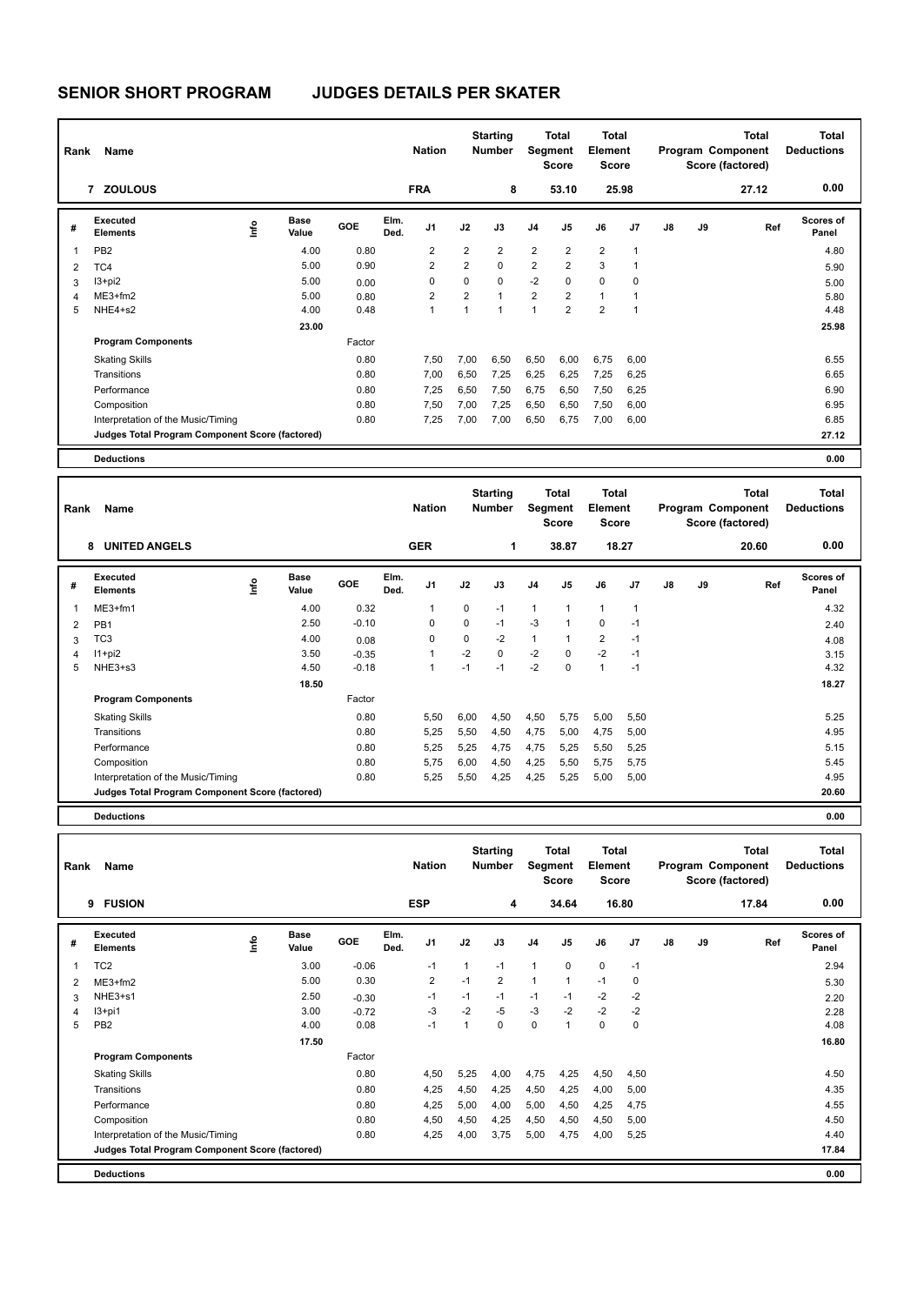# SENIOR SHORT PROGRAM JUDGES DETAILS PER SKATER

| Rank | Name | Nation | Starting Number | Total Segment Score | Total Element Score | Total Program Component Score (factored) | Total Deductions |
|---|---|---|---|---|---|---|---|
| 7 | ZOULOUS | FRA | 8 | 53.10 | 25.98 | 27.12 | 0.00 |

| # | Executed Elements | Info | Base Value | GOE | Elm. Ded. | J1 | J2 | J3 | J4 | J5 | J6 | J7 | J8 | J9 | Ref | Scores of Panel |
|---|---|---|---|---|---|---|---|---|---|---|---|---|---|---|---|---|
| 1 | PB2 | | 4.00 | 0.80 | | 2 | 2 | 2 | 2 | 2 | 2 | 1 | | | | 4.80 |
| 2 | TC4 | | 5.00 | 0.90 | | 2 | 2 | 0 | 2 | 2 | 3 | 1 | | | | 5.90 |
| 3 | I3+pi2 | | 5.00 | 0.00 | | 0 | 0 | 0 | -2 | 0 | 0 | 0 | | | | 5.00 |
| 4 | ME3+fm2 | | 5.00 | 0.80 | | 2 | 2 | 1 | 2 | 2 | 1 | 1 | | | | 5.80 |
| 5 | NHE4+s2 | | 4.00 | 0.48 | | 1 | 1 | 1 | 1 | 2 | 2 | 1 | | | | 4.48 |
| | | | 23.00 | | | | | | | | | | | | | 25.98 |

| Program Components | Factor | J1 | J2 | J3 | J4 | J5 | J6 | J7 | J8 | J9 | Scores of Panel |
|---|---|---|---|---|---|---|---|---|---|---|---|
| Skating Skills | 0.80 | 7,50 | 7,00 | 6,50 | 6,50 | 6,00 | 6,75 | 6,00 | | | 6.55 |
| Transitions | 0.80 | 7,00 | 6,50 | 7,25 | 6,25 | 6,25 | 7,25 | 6,25 | | | 6.65 |
| Performance | 0.80 | 7,25 | 6,50 | 7,50 | 6,75 | 6,50 | 7,50 | 6,25 | | | 6.90 |
| Composition | 0.80 | 7,50 | 7,00 | 7,25 | 6,50 | 6,50 | 7,50 | 6,00 | | | 6.95 |
| Interpretation of the Music/Timing | 0.80 | 7,25 | 7,00 | 7,00 | 6,50 | 6,75 | 7,00 | 6,00 | | | 6.85 |
| Judges Total Program Component Score (factored) | | | | | | | | | | | 27.12 |

| Deductions | 0.00 |
|---|---|

| Rank | Name | Nation | Starting Number | Total Segment Score | Total Element Score | Total Program Component Score (factored) | Total Deductions |
|---|---|---|---|---|---|---|---|
| 8 | UNITED ANGELS | GER | 1 | 38.87 | 18.27 | 20.60 | 0.00 |

| # | Executed Elements | Info | Base Value | GOE | Elm. Ded. | J1 | J2 | J3 | J4 | J5 | J6 | J7 | J8 | J9 | Ref | Scores of Panel |
|---|---|---|---|---|---|---|---|---|---|---|---|---|---|---|---|---|
| 1 | ME3+fm1 | | 4.00 | 0.32 | | 1 | 0 | -1 | 1 | 1 | 1 | 1 | | | | 4.32 |
| 2 | PB1 | | 2.50 | -0.10 | | 0 | 0 | -1 | -3 | 1 | 0 | -1 | | | | 2.40 |
| 3 | TC3 | | 4.00 | 0.08 | | 0 | 0 | -2 | 1 | 1 | 2 | -1 | | | | 4.08 |
| 4 | I1+pi2 | | 3.50 | -0.35 | | 1 | -2 | 0 | -2 | 0 | -2 | -1 | | | | 3.15 |
| 5 | NHE3+s3 | | 4.50 | -0.18 | | 1 | -1 | -1 | -2 | 0 | 1 | -1 | | | | 4.32 |
| | | | 18.50 | | | | | | | | | | | | | 18.27 |

| Program Components | Factor | J1 | J2 | J3 | J4 | J5 | J6 | J7 | J8 | J9 | Scores of Panel |
|---|---|---|---|---|---|---|---|---|---|---|---|
| Skating Skills | 0.80 | 5,50 | 6,00 | 4,50 | 4,50 | 5,75 | 5,00 | 5,50 | | | 5.25 |
| Transitions | 0.80 | 5,25 | 5,50 | 4,50 | 4,75 | 5,00 | 4,75 | 5,00 | | | 4.95 |
| Performance | 0.80 | 5,25 | 5,25 | 4,75 | 4,75 | 5,25 | 5,50 | 5,25 | | | 5.15 |
| Composition | 0.80 | 5,75 | 6,00 | 4,50 | 4,25 | 5,50 | 5,75 | 5,75 | | | 5.45 |
| Interpretation of the Music/Timing | 0.80 | 5,25 | 5,50 | 4,25 | 4,25 | 5,25 | 5,00 | 5,00 | | | 4.95 |
| Judges Total Program Component Score (factored) | | | | | | | | | | | 20.60 |

| Deductions | 0.00 |
|---|---|

| Rank | Name | Nation | Starting Number | Total Segment Score | Total Element Score | Total Program Component Score (factored) | Total Deductions |
|---|---|---|---|---|---|---|---|
| 9 | FUSION | ESP | 4 | 34.64 | 16.80 | 17.84 | 0.00 |

| # | Executed Elements | Info | Base Value | GOE | Elm. Ded. | J1 | J2 | J3 | J4 | J5 | J6 | J7 | J8 | J9 | Ref | Scores of Panel |
|---|---|---|---|---|---|---|---|---|---|---|---|---|---|---|---|---|
| 1 | TC2 | | 3.00 | -0.06 | | -1 | 1 | -1 | 1 | 0 | 0 | -1 | | | | 2.94 |
| 2 | ME3+fm2 | | 5.00 | 0.30 | | 2 | -1 | 2 | 1 | 1 | -1 | 0 | | | | 5.30 |
| 3 | NHE3+s1 | | 2.50 | -0.30 | | -1 | -1 | -1 | -1 | -1 | -2 | -2 | | | | 2.20 |
| 4 | I3+pi1 | | 3.00 | -0.72 | | -3 | -2 | -5 | -3 | -2 | -2 | -2 | | | | 2.28 |
| 5 | PB2 | | 4.00 | 0.08 | | -1 | 1 | 0 | 0 | 1 | 0 | 0 | | | | 4.08 |
| | | | 17.50 | | | | | | | | | | | | | 16.80 |

| Program Components | Factor | J1 | J2 | J3 | J4 | J5 | J6 | J7 | J8 | J9 | Scores of Panel |
|---|---|---|---|---|---|---|---|---|---|---|---|
| Skating Skills | 0.80 | 4,50 | 5,25 | 4,00 | 4,75 | 4,25 | 4,50 | 4,50 | | | 4.50 |
| Transitions | 0.80 | 4,25 | 4,50 | 4,25 | 4,50 | 4,25 | 4,00 | 5,00 | | | 4.35 |
| Performance | 0.80 | 4,25 | 5,00 | 4,00 | 5,00 | 4,50 | 4,25 | 4,75 | | | 4.55 |
| Composition | 0.80 | 4,50 | 4,50 | 4,25 | 4,50 | 4,50 | 4,50 | 5,00 | | | 4.50 |
| Interpretation of the Music/Timing | 0.80 | 4,25 | 4,00 | 3,75 | 5,00 | 4,75 | 4,00 | 5,25 | | | 4.40 |
| Judges Total Program Component Score (factored) | | | | | | | | | | | 17.84 |

| Deductions | 0.00 |
|---|---|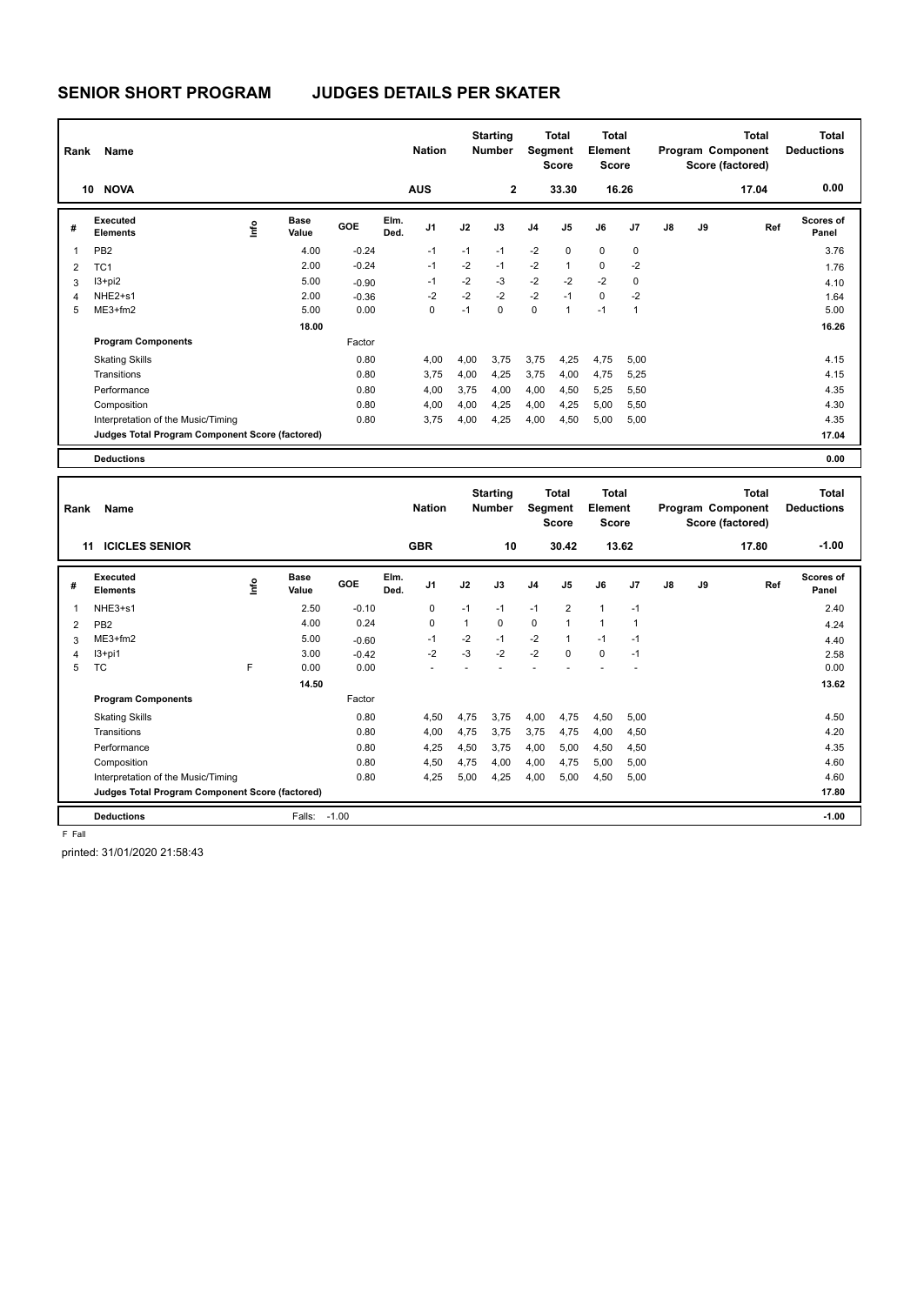# SENIOR SHORT PROGRAM    JUDGES DETAILS PER SKATER

| Rank | Name | Nation | Starting Number | Total Segment Score | Total Element Score | Total Program Component Score (factored) | Total Deductions |
|---|---|---|---|---|---|---|---|
| 10 | NOVA | AUS | 2 | 33.30 | 16.26 | 17.04 | 0.00 |

| # | Executed Elements | Info | Base Value | GOE | Elm. Ded. | J1 | J2 | J3 | J4 | J5 | J6 | J7 | J8 | J9 | Ref | Scores of Panel |
|---|---|---|---|---|---|---|---|---|---|---|---|---|---|---|---|---|
| 1 | PB2 | | 4.00 | -0.24 | | -1 | -1 | -1 | -2 | 0 | 0 | 0 | | | | 3.76 |
| 2 | TC1 | | 2.00 | -0.24 | | -1 | -2 | -1 | -2 | 1 | 0 | -2 | | | | 1.76 |
| 3 | I3+pi2 | | 5.00 | -0.90 | | -1 | -2 | -3 | -2 | -2 | -2 | 0 | | | | 4.10 |
| 4 | NHE2+s1 | | 2.00 | -0.36 | | -2 | -2 | -2 | -2 | -1 | 0 | -2 | | | | 1.64 |
| 5 | ME3+fm2 | | 5.00 | 0.00 | | 0 | -1 | 0 | 0 | 1 | -1 | 1 | | | | 5.00 |
| | | | 18.00 | | | | | | | | | | | | | 16.26 |
| | **Program Components** | | | Factor | | | | | | | | | | | | |
| | Skating Skills | | | 0.80 | | 4,00 | 4,00 | 3,75 | 3,75 | 4,25 | 4,75 | 5,00 | | | | 4.15 |
| | Transitions | | | 0.80 | | 3,75 | 4,00 | 4,25 | 3,75 | 4,00 | 4,75 | 5,25 | | | | 4.15 |
| | Performance | | | 0.80 | | 4,00 | 3,75 | 4,00 | 4,00 | 4,50 | 5,25 | 5,50 | | | | 4.35 |
| | Composition | | | 0.80 | | 4,00 | 4,00 | 4,25 | 4,00 | 4,25 | 5,00 | 5,50 | | | | 4.30 |
| | Interpretation of the Music/Timing | | | 0.80 | | 3,75 | 4,00 | 4,25 | 4,00 | 4,50 | 5,00 | 5,00 | | | | 4.35 |
| | **Judges Total Program Component Score (factored)** | | | | | | | | | | | | | | | 17.04 |
| | **Deductions** | | | | | | | | | | | | | | | 0.00 |

| Rank | Name | Nation | Starting Number | Total Segment Score | Total Element Score | Total Program Component Score (factored) | Total Deductions |
|---|---|---|---|---|---|---|---|
| 11 | ICICLES SENIOR | GBR | 10 | 30.42 | 13.62 | 17.80 | -1.00 |

| # | Executed Elements | Info | Base Value | GOE | Elm. Ded. | J1 | J2 | J3 | J4 | J5 | J6 | J7 | J8 | J9 | Ref | Scores of Panel |
|---|---|---|---|---|---|---|---|---|---|---|---|---|---|---|---|---|
| 1 | NHE3+s1 | | 2.50 | -0.10 | | 0 | -1 | -1 | -1 | 2 | 1 | -1 | | | | 2.40 |
| 2 | PB2 | | 4.00 | 0.24 | | 0 | 1 | 0 | 0 | 1 | 1 | 1 | | | | 4.24 |
| 3 | ME3+fm2 | | 5.00 | -0.60 | | -1 | -2 | -1 | -2 | 1 | -1 | -1 | | | | 4.40 |
| 4 | I3+pi1 | | 3.00 | -0.42 | | -2 | -3 | -2 | -2 | 0 | 0 | -1 | | | | 2.58 |
| 5 | TC | F | 0.00 | 0.00 | | - | - | - | - | - | - | - | | | | 0.00 |
| | | | 14.50 | | | | | | | | | | | | | 13.62 |
| | **Program Components** | | | Factor | | | | | | | | | | | | |
| | Skating Skills | | | 0.80 | | 4,50 | 4,75 | 3,75 | 4,00 | 4,75 | 4,50 | 5,00 | | | | 4.50 |
| | Transitions | | | 0.80 | | 4,00 | 4,75 | 3,75 | 3,75 | 4,75 | 4,00 | 4,50 | | | | 4.20 |
| | Performance | | | 0.80 | | 4,25 | 4,50 | 3,75 | 4,00 | 5,00 | 4,50 | 4,50 | | | | 4.35 |
| | Composition | | | 0.80 | | 4,50 | 4,75 | 4,00 | 4,00 | 4,75 | 5,00 | 5,00 | | | | 4.60 |
| | Interpretation of the Music/Timing | | | 0.80 | | 4,25 | 5,00 | 4,25 | 4,00 | 5,00 | 4,50 | 5,00 | | | | 4.60 |
| | **Judges Total Program Component Score (factored)** | | | | | | | | | | | | | | | 17.80 |
| | **Deductions** | | Falls: | -1.00 | | | | | | | | | | | | -1.00 |

F Fall

printed: 31/01/2020 21:58:43